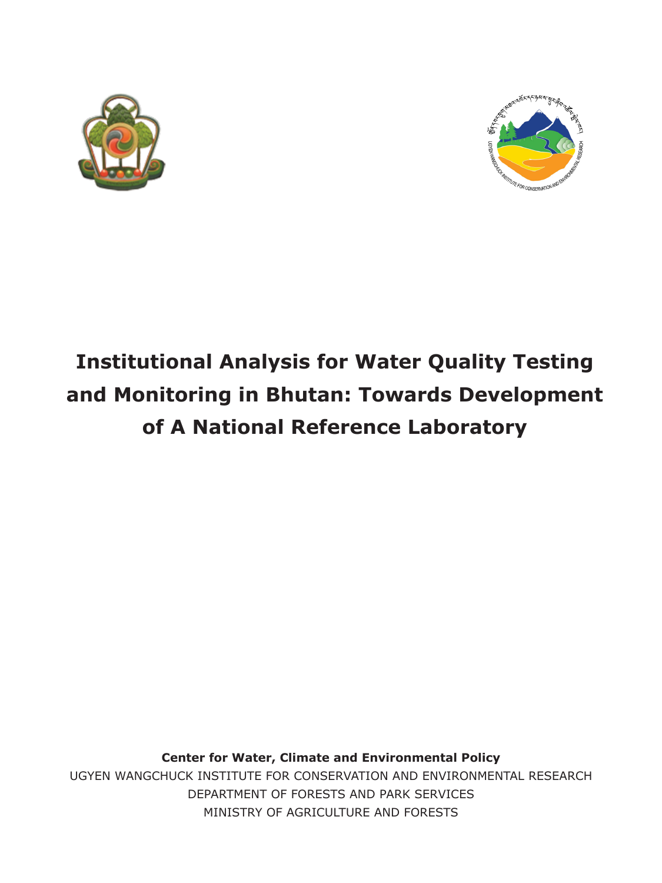# Institutional Analysis for Water Quality Testing and Monitoring in Bhutan: Towards Development of A National Reference Laboratory

**Center for Water, Climate and Environmental Policy**

UGYEN WANGCHUCK INSTITUTE FOR CONSERVATION AND ENVIRONMENTAL RESEARCH

DEPARTMENT OF FORESTS AND PARK SERVICES

MINISTRY OF AGRICULTURE AND FORESTS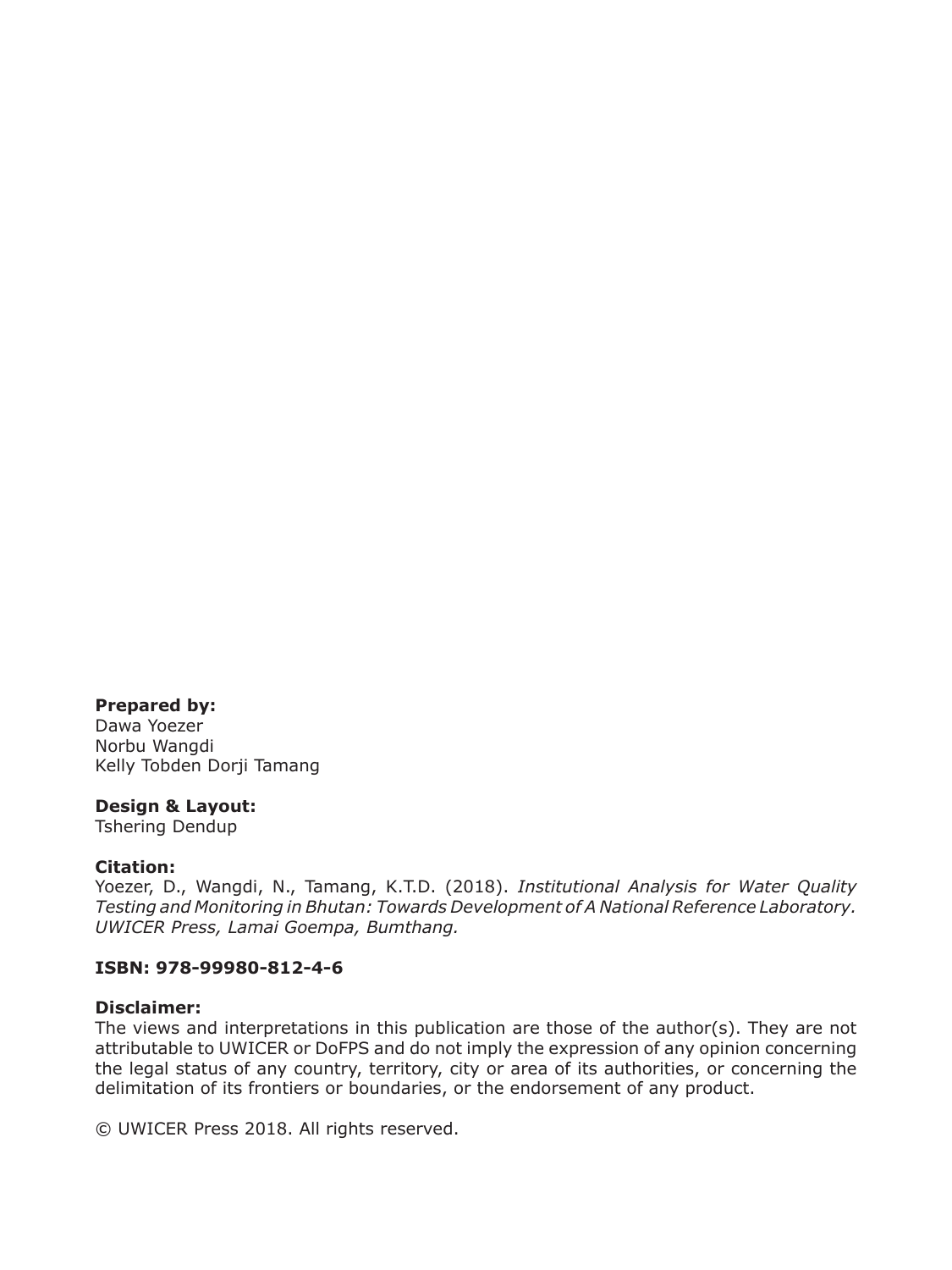**Prepared by:**
Dawa Yoezer
Norbu Wangdi
Kelly Tobden Dorji Tamang

**Design & Layout:**
Tshering Dendup

**Citation:**
Yoezer, D., Wangdi, N., Tamang, K.T.D. (2018). *Institutional Analysis for Water Quality Testing and Monitoring in Bhutan: Towards Development of A National Reference Laboratory. UWICER Press, Lamai Goempa, Bumthang.*

**ISBN: 978-99980-812-4-6**

**Disclaimer:**
The views and interpretations in this publication are those of the author(s). They are not attributable to UWICER or DoFPS and do not imply the expression of any opinion concerning the legal status of any country, territory, city or area of its authorities, or concerning the delimitation of its frontiers or boundaries, or the endorsement of any product.

© UWICER Press 2018. All rights reserved.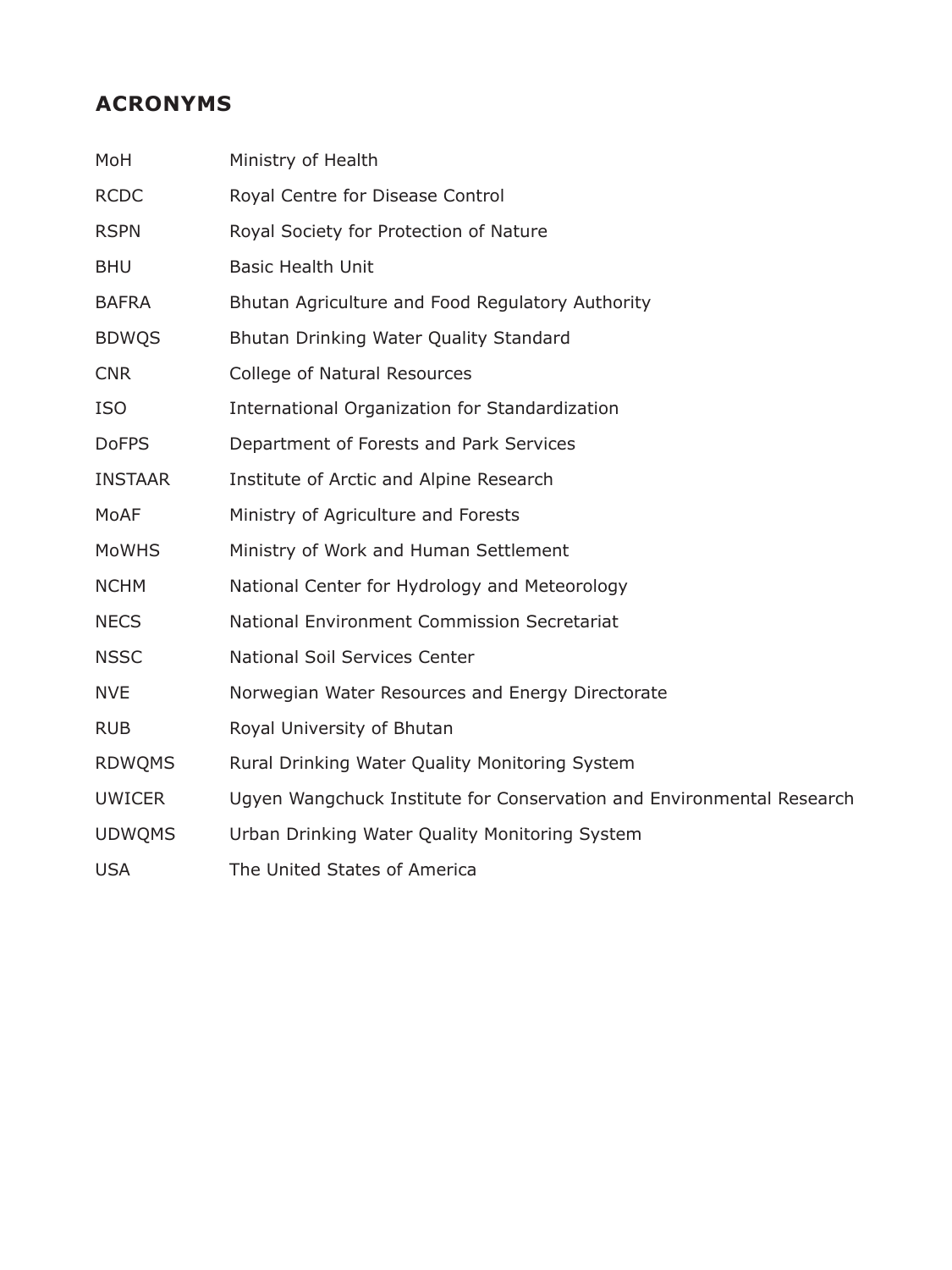## ACRONYMS

| | |
|---|---|
| MoH | Ministry of Health |
| RCDC | Royal Centre for Disease Control |
| RSPN | Royal Society for Protection of Nature |
| BHU | Basic Health Unit |
| BAFRA | Bhutan Agriculture and Food Regulatory Authority |
| BDWQS | Bhutan Drinking Water Quality Standard |
| CNR | College of Natural Resources |
| ISO | International Organization for Standardization |
| DoFPS | Department of Forests and Park Services |
| INSTAAR | Institute of Arctic and Alpine Research |
| MoAF | Ministry of Agriculture and Forests |
| MoWHS | Ministry of Work and Human Settlement |
| NCHM | National Center for Hydrology and Meteorology |
| NECS | National Environment Commission Secretariat |
| NSSC | National Soil Services Center |
| NVE | Norwegian Water Resources and Energy Directorate |
| RUB | Royal University of Bhutan |
| RDWQMS | Rural Drinking Water Quality Monitoring System |
| UWICER | Ugyen Wangchuck Institute for Conservation and Environmental Research |
| UDWQMS | Urban Drinking Water Quality Monitoring System |
| USA | The United States of America |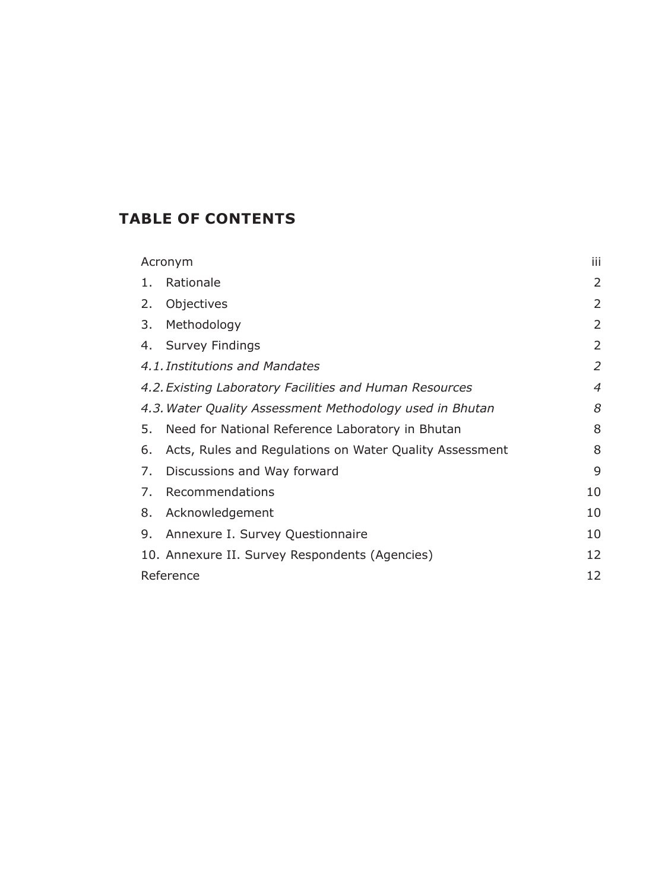## TABLE OF CONTENTS

| | |
|---|---|
| Acronym | iii |
| 1. Rationale | 2 |
| 2. Objectives | 2 |
| 3. Methodology | 2 |
| 4. Survey Findings | 2 |
| *4.1. Institutions and Mandates* | *2* |
| *4.2. Existing Laboratory Facilities and Human Resources* | *4* |
| *4.3. Water Quality Assessment Methodology used in Bhutan* | *8* |
| 5. Need for National Reference Laboratory in Bhutan | 8 |
| 6. Acts, Rules and Regulations on Water Quality Assessment | 8 |
| 7. Discussions and Way forward | 9 |
| 7. Recommendations | 10 |
| 8. Acknowledgement | 10 |
| 9. Annexure I. Survey Questionnaire | 10 |
| 10. Annexure II. Survey Respondents (Agencies) | 12 |
| Reference | 12 |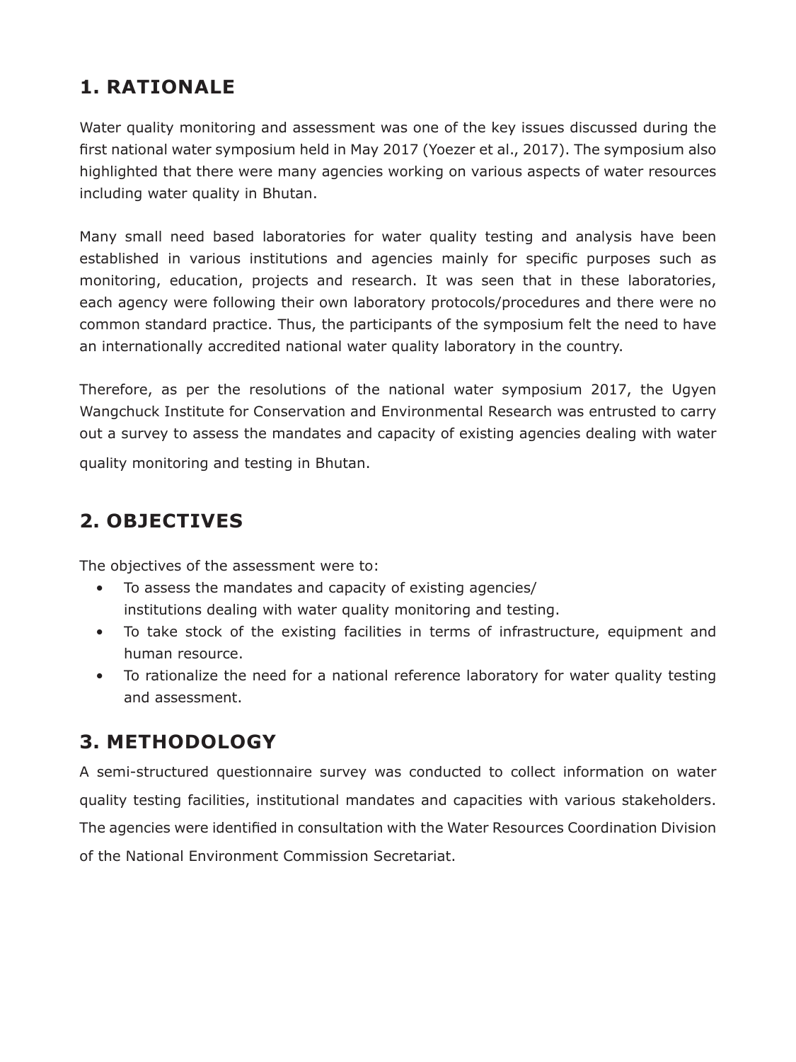## 1. RATIONALE

Water quality monitoring and assessment was one of the key issues discussed during the first national water symposium held in May 2017 (Yoezer et al., 2017). The symposium also highlighted that there were many agencies working on various aspects of water resources including water quality in Bhutan.

Many small need based laboratories for water quality testing and analysis have been established in various institutions and agencies mainly for specific purposes such as monitoring, education, projects and research. It was seen that in these laboratories, each agency were following their own laboratory protocols/procedures and there were no common standard practice. Thus, the participants of the symposium felt the need to have an internationally accredited national water quality laboratory in the country.

Therefore, as per the resolutions of the national water symposium 2017, the Ugyen Wangchuck Institute for Conservation and Environmental Research was entrusted to carry out a survey to assess the mandates and capacity of existing agencies dealing with water quality monitoring and testing in Bhutan.

## 2. OBJECTIVES

The objectives of the assessment were to:

- To assess the mandates and capacity of existing agencies/ institutions dealing with water quality monitoring and testing.
- To take stock of the existing facilities in terms of infrastructure, equipment and human resource.
- To rationalize the need for a national reference laboratory for water quality testing and assessment.

## 3. METHODOLOGY

A semi-structured questionnaire survey was conducted to collect information on water quality testing facilities, institutional mandates and capacities with various stakeholders. The agencies were identified in consultation with the Water Resources Coordination Division of the National Environment Commission Secretariat.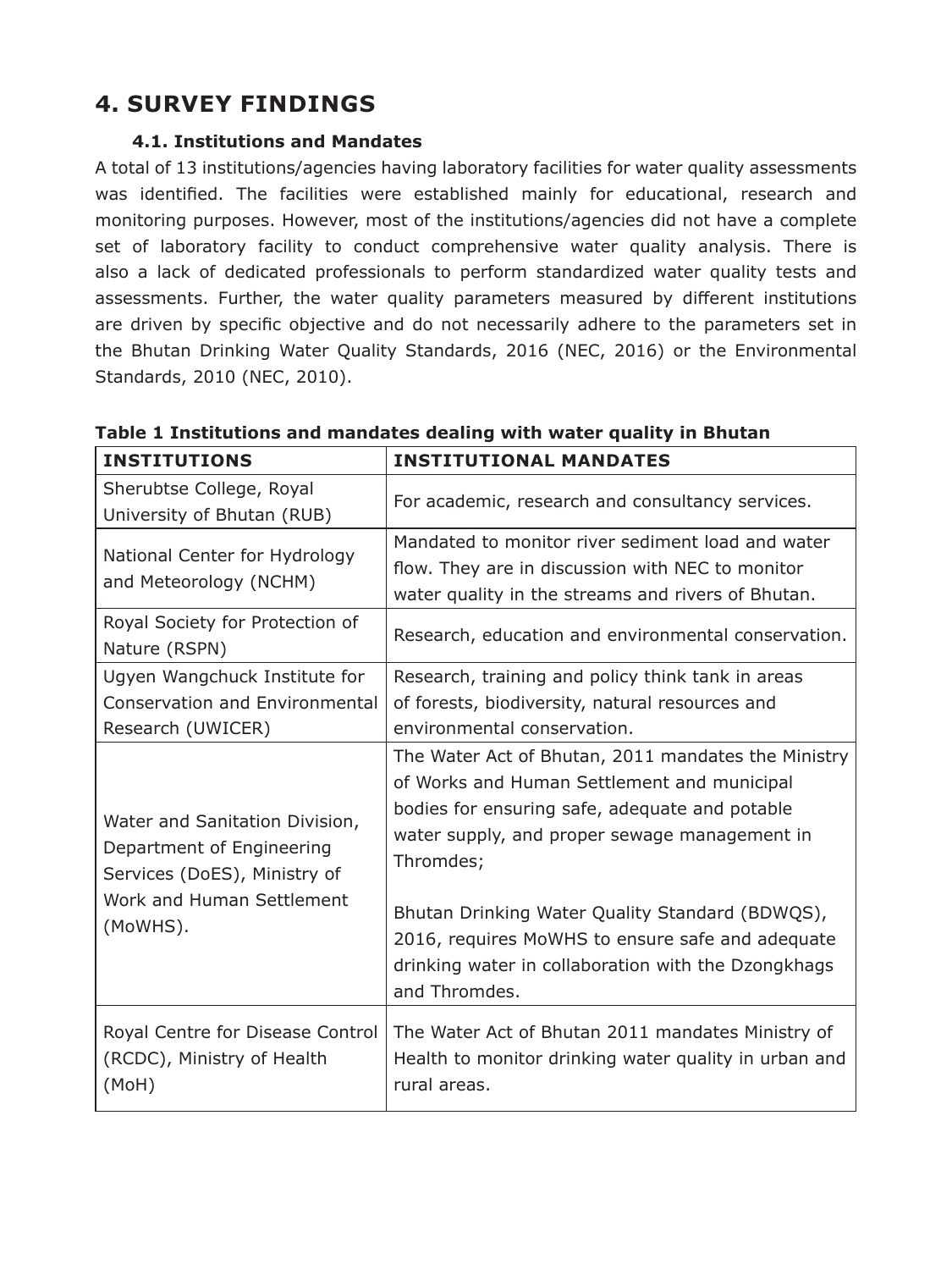# 4. SURVEY FINDINGS

## 4.1. Institutions and Mandates

A total of 13 institutions/agencies having laboratory facilities for water quality assessments was identified. The facilities were established mainly for educational, research and monitoring purposes. However, most of the institutions/agencies did not have a complete set of laboratory facility to conduct comprehensive water quality analysis. There is also a lack of dedicated professionals to perform standardized water quality tests and assessments. Further, the water quality parameters measured by different institutions are driven by specific objective and do not necessarily adhere to the parameters set in the Bhutan Drinking Water Quality Standards, 2016 (NEC, 2016) or the Environmental Standards, 2010 (NEC, 2010).

**Table 1 Institutions and mandates dealing with water quality in Bhutan**

| INSTITUTIONS | INSTITUTIONAL MANDATES |
|---|---|
| Sherubtse College, Royal University of Bhutan (RUB) | For academic, research and consultancy services. |
| National Center for Hydrology and Meteorology (NCHM) | Mandated to monitor river sediment load and water flow. They are in discussion with NEC to monitor water quality in the streams and rivers of Bhutan. |
| Royal Society for Protection of Nature (RSPN) | Research, education and environmental conservation. |
| Ugyen Wangchuck Institute for Conservation and Environmental Research (UWICER) | Research, training and policy think tank in areas of forests, biodiversity, natural resources and environmental conservation. |
| Water and Sanitation Division, Department of Engineering Services (DoES), Ministry of Work and Human Settlement (MoWHS). | The Water Act of Bhutan, 2011 mandates the Ministry of Works and Human Settlement and municipal bodies for ensuring safe, adequate and potable water supply, and proper sewage management in Thromdes;<br><br>Bhutan Drinking Water Quality Standard (BDWQS), 2016, requires MoWHS to ensure safe and adequate drinking water in collaboration with the Dzongkhags and Thromdes. |
| Royal Centre for Disease Control (RCDC), Ministry of Health (MoH) | The Water Act of Bhutan 2011 mandates Ministry of Health to monitor drinking water quality in urban and rural areas. |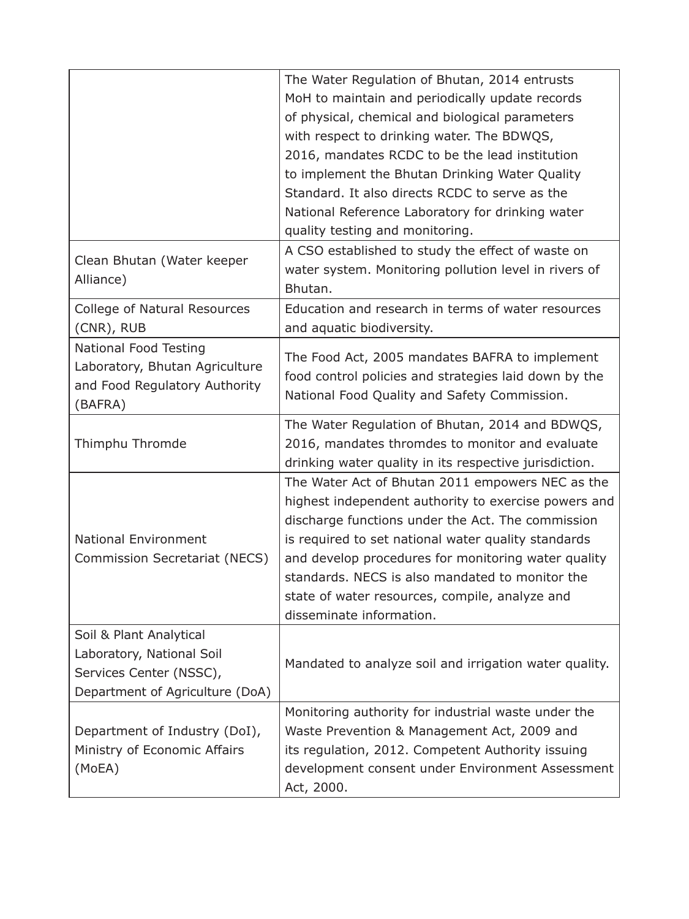| | |
|---|---|
| | The Water Regulation of Bhutan, 2014 entrusts MoH to maintain and periodically update records of physical, chemical and biological parameters with respect to drinking water. The BDWQS, 2016, mandates RCDC to be the lead institution to implement the Bhutan Drinking Water Quality Standard. It also directs RCDC to serve as the National Reference Laboratory for drinking water quality testing and monitoring. |
| Clean Bhutan (Water keeper Alliance) | A CSO established to study the effect of waste on water system. Monitoring pollution level in rivers of Bhutan. |
| College of Natural Resources (CNR), RUB | Education and research in terms of water resources and aquatic biodiversity. |
| National Food Testing Laboratory, Bhutan Agriculture and Food Regulatory Authority (BAFRA) | The Food Act, 2005 mandates BAFRA to implement food control policies and strategies laid down by the National Food Quality and Safety Commission. |
| Thimphu Thromde | The Water Regulation of Bhutan, 2014 and BDWQS, 2016, mandates thromdes to monitor and evaluate drinking water quality in its respective jurisdiction. |
| National Environment Commission Secretariat (NECS) | The Water Act of Bhutan 2011 empowers NEC as the highest independent authority to exercise powers and discharge functions under the Act. The commission is required to set national water quality standards and develop procedures for monitoring water quality standards. NECS is also mandated to monitor the state of water resources, compile, analyze and disseminate information. |
| Soil & Plant Analytical Laboratory, National Soil Services Center (NSSC), Department of Agriculture (DoA) | Mandated to analyze soil and irrigation water quality. |
| Department of Industry (DoI), Ministry of Economic Affairs (MoEA) | Monitoring authority for industrial waste under the Waste Prevention & Management Act, 2009 and its regulation, 2012. Competent Authority issuing development consent under Environment Assessment Act, 2000. |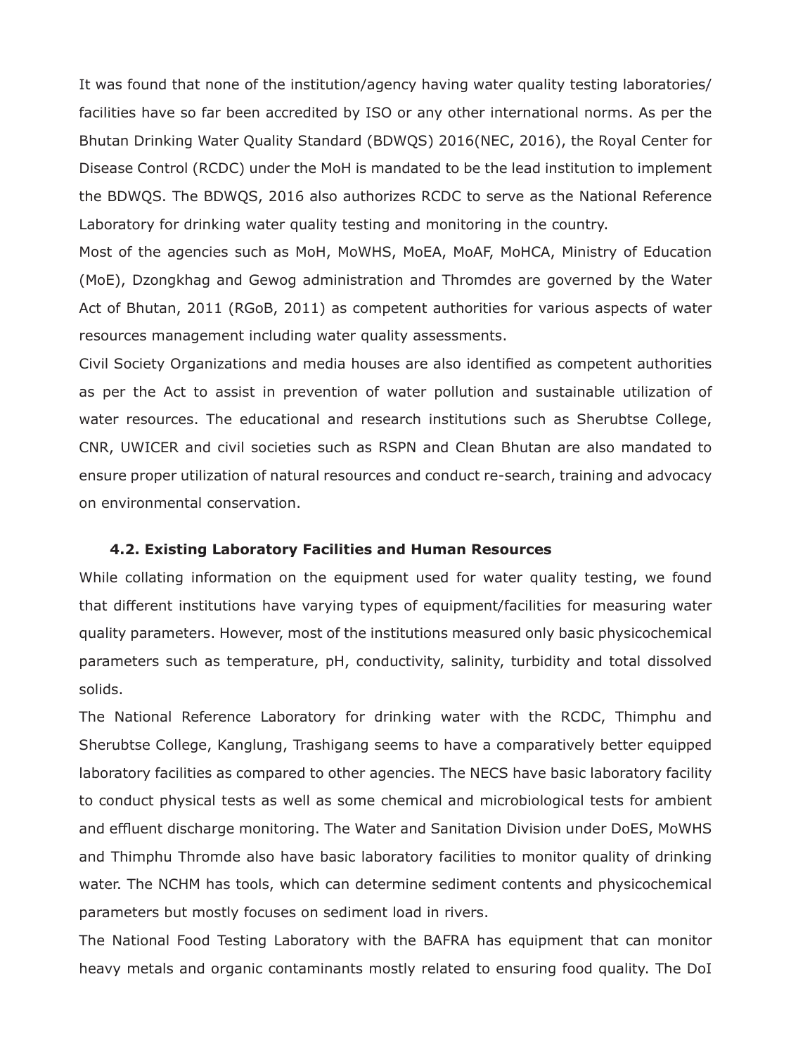It was found that none of the institution/agency having water quality testing laboratories/ facilities have so far been accredited by ISO or any other international norms. As per the Bhutan Drinking Water Quality Standard (BDWQS) 2016(NEC, 2016), the Royal Center for Disease Control (RCDC) under the MoH is mandated to be the lead institution to implement the BDWQS. The BDWQS, 2016 also authorizes RCDC to serve as the National Reference Laboratory for drinking water quality testing and monitoring in the country.

Most of the agencies such as MoH, MoWHS, MoEA, MoAF, MoHCA, Ministry of Education (MoE), Dzongkhag and Gewog administration and Thromdes are governed by the Water Act of Bhutan, 2011 (RGoB, 2011) as competent authorities for various aspects of water resources management including water quality assessments.

Civil Society Organizations and media houses are also identified as competent authorities as per the Act to assist in prevention of water pollution and sustainable utilization of water resources. The educational and research institutions such as Sherubtse College, CNR, UWICER and civil societies such as RSPN and Clean Bhutan are also mandated to ensure proper utilization of natural resources and conduct re-search, training and advocacy on environmental conservation.

### 4.2. Existing Laboratory Facilities and Human Resources

While collating information on the equipment used for water quality testing, we found that different institutions have varying types of equipment/facilities for measuring water quality parameters. However, most of the institutions measured only basic physicochemical parameters such as temperature, pH, conductivity, salinity, turbidity and total dissolved solids.

The National Reference Laboratory for drinking water with the RCDC, Thimphu and Sherubtse College, Kanglung, Trashigang seems to have a comparatively better equipped laboratory facilities as compared to other agencies. The NECS have basic laboratory facility to conduct physical tests as well as some chemical and microbiological tests for ambient and effluent discharge monitoring. The Water and Sanitation Division under DoES, MoWHS and Thimphu Thromde also have basic laboratory facilities to monitor quality of drinking water. The NCHM has tools, which can determine sediment contents and physicochemical parameters but mostly focuses on sediment load in rivers.

The National Food Testing Laboratory with the BAFRA has equipment that can monitor heavy metals and organic contaminants mostly related to ensuring food quality. The DoI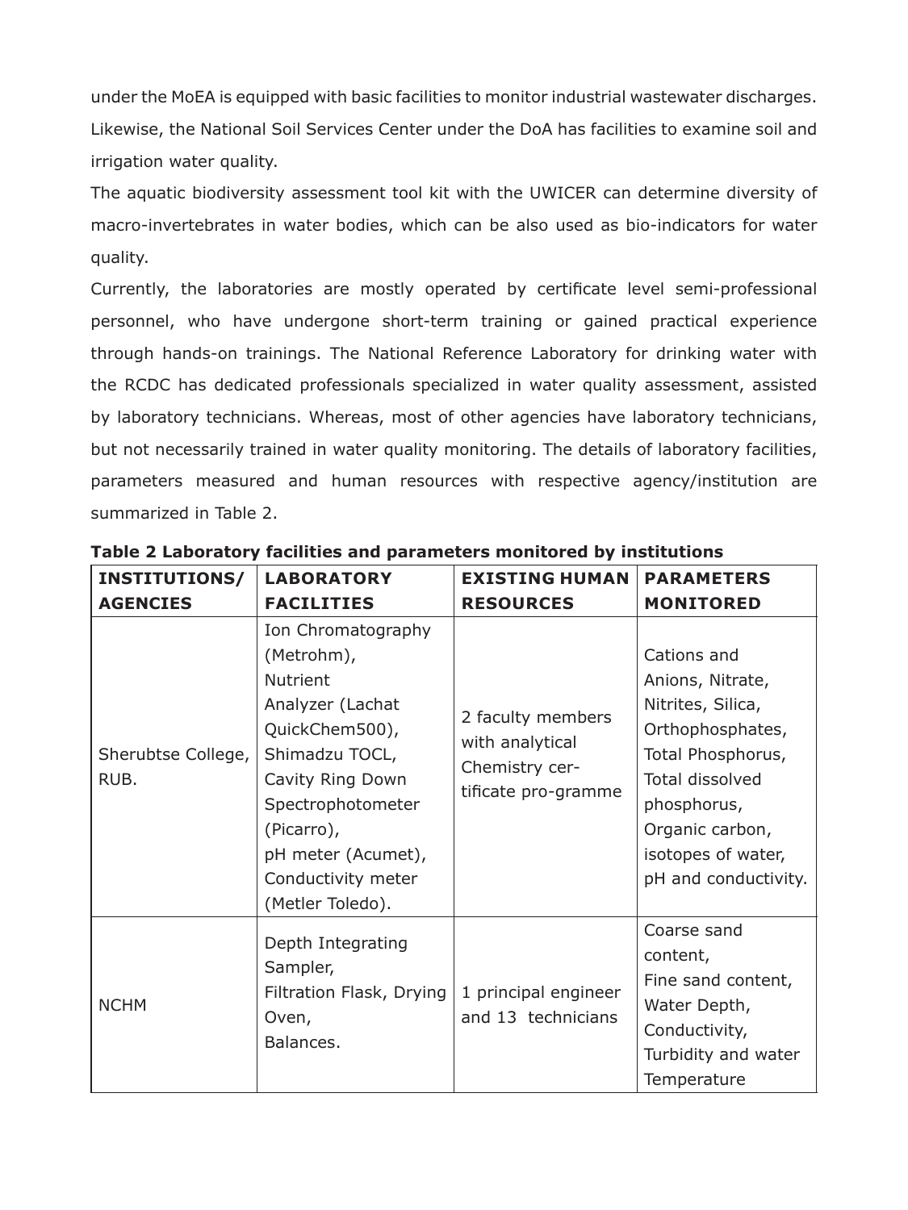under the MoEA is equipped with basic facilities to monitor industrial wastewater discharges. Likewise, the National Soil Services Center under the DoA has facilities to examine soil and irrigation water quality.

The aquatic biodiversity assessment tool kit with the UWICER can determine diversity of macro-invertebrates in water bodies, which can be also used as bio-indicators for water quality.

Currently, the laboratories are mostly operated by certificate level semi-professional personnel, who have undergone short-term training or gained practical experience through hands-on trainings. The National Reference Laboratory for drinking water with the RCDC has dedicated professionals specialized in water quality assessment, assisted by laboratory technicians. Whereas, most of other agencies have laboratory technicians, but not necessarily trained in water quality monitoring. The details of laboratory facilities, parameters measured and human resources with respective agency/institution are summarized in Table 2.

**Table 2 Laboratory facilities and parameters monitored by institutions**

| INSTITUTIONS/ AGENCIES | LABORATORY FACILITIES | EXISTING HUMAN RESOURCES | PARAMETERS MONITORED |
|---|---|---|---|
| Sherubtse College, RUB. | Ion Chromatography (Metrohm), Nutrient Analyzer (Lachat QuickChem500), Shimadzu TOCL, Cavity Ring Down Spectrophotometer (Picarro), pH meter (Acumet), Conductivity meter (Metler Toledo). | 2 faculty members with analytical Chemistry cer-tificate pro-gramme | Cations and Anions, Nitrate, Nitrites, Silica, Orthophosphates, Total Phosphorus, Total dissolved phosphorus, Organic carbon, isotopes of water, pH and conductivity. |
| NCHM | Depth Integrating Sampler, Filtration Flask, Drying Oven, Balances. | 1 principal engineer and 13 technicians | Coarse sand content, Fine sand content, Water Depth, Conductivity, Turbidity and water Temperature |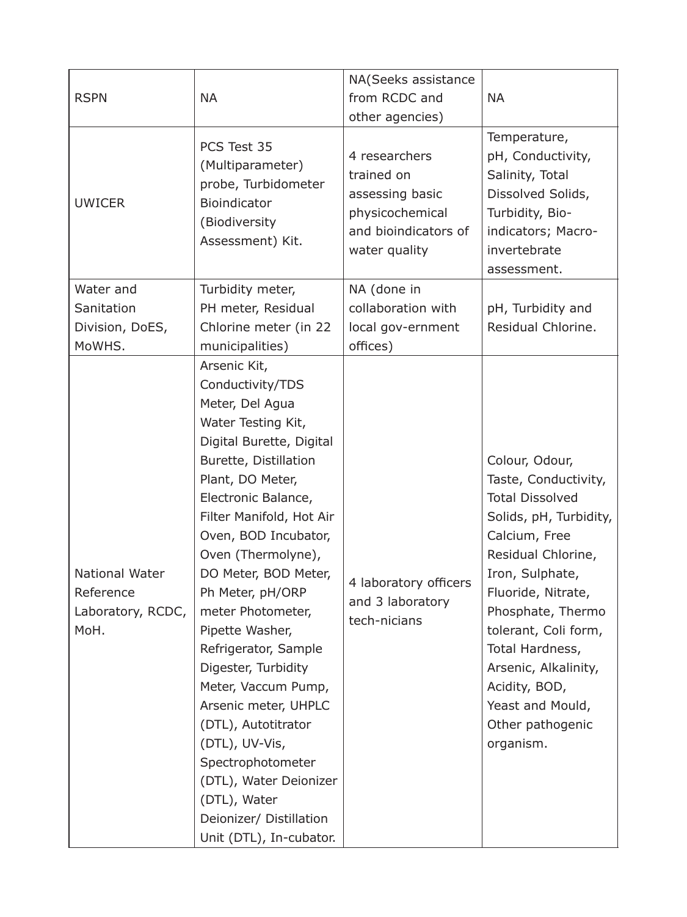| RSPN | NA | NA(Seeks assistance from RCDC and other agencies) | NA |
|---|---|---|---|
| UWICER | PCS Test 35 (Multiparameter) probe, Turbidometer Bioindicator (Biodiversity Assessment) Kit. | 4 researchers trained on assessing basic physicochemical and bioindicators of water quality | Temperature, pH, Conductivity, Salinity, Total Dissolved Solids, Turbidity, Bio-indicators; Macro-invertebrate assessment. |
| Water and Sanitation Division, DoES, MoWHS. | Turbidity meter, PH meter, Residual Chlorine meter (in 22 municipalities) | NA (done in collaboration with local gov-ernment offices) | pH, Turbidity and Residual Chlorine. |
| National Water Reference Laboratory, RCDC, MoH. | Arsenic Kit, Conductivity/TDS Meter, Del Agua Water Testing Kit, Digital Burette, Digital Burette, Distillation Plant, DO Meter, Electronic Balance, Filter Manifold, Hot Air Oven, BOD Incubator, Oven (Thermolyne), DO Meter, BOD Meter, Ph Meter, pH/ORP meter Photometer, Pipette Washer, Refrigerator, Sample Digester, Turbidity Meter, Vaccum Pump, Arsenic meter, UHPLC (DTL), Autotitrator (DTL), UV-Vis, Spectrophotometer (DTL), Water Deionizer (DTL), Water Deionizer/ Distillation Unit (DTL), In-cubator. | 4 laboratory officers and 3 laboratory tech-nicians | Colour, Odour, Taste, Conductivity, Total Dissolved Solids, pH, Turbidity, Calcium, Free Residual Chlorine, Iron, Sulphate, Fluoride, Nitrate, Phosphate, Thermo tolerant, Coli form, Total Hardness, Arsenic, Alkalinity, Acidity, BOD, Yeast and Mould, Other pathogenic organism. |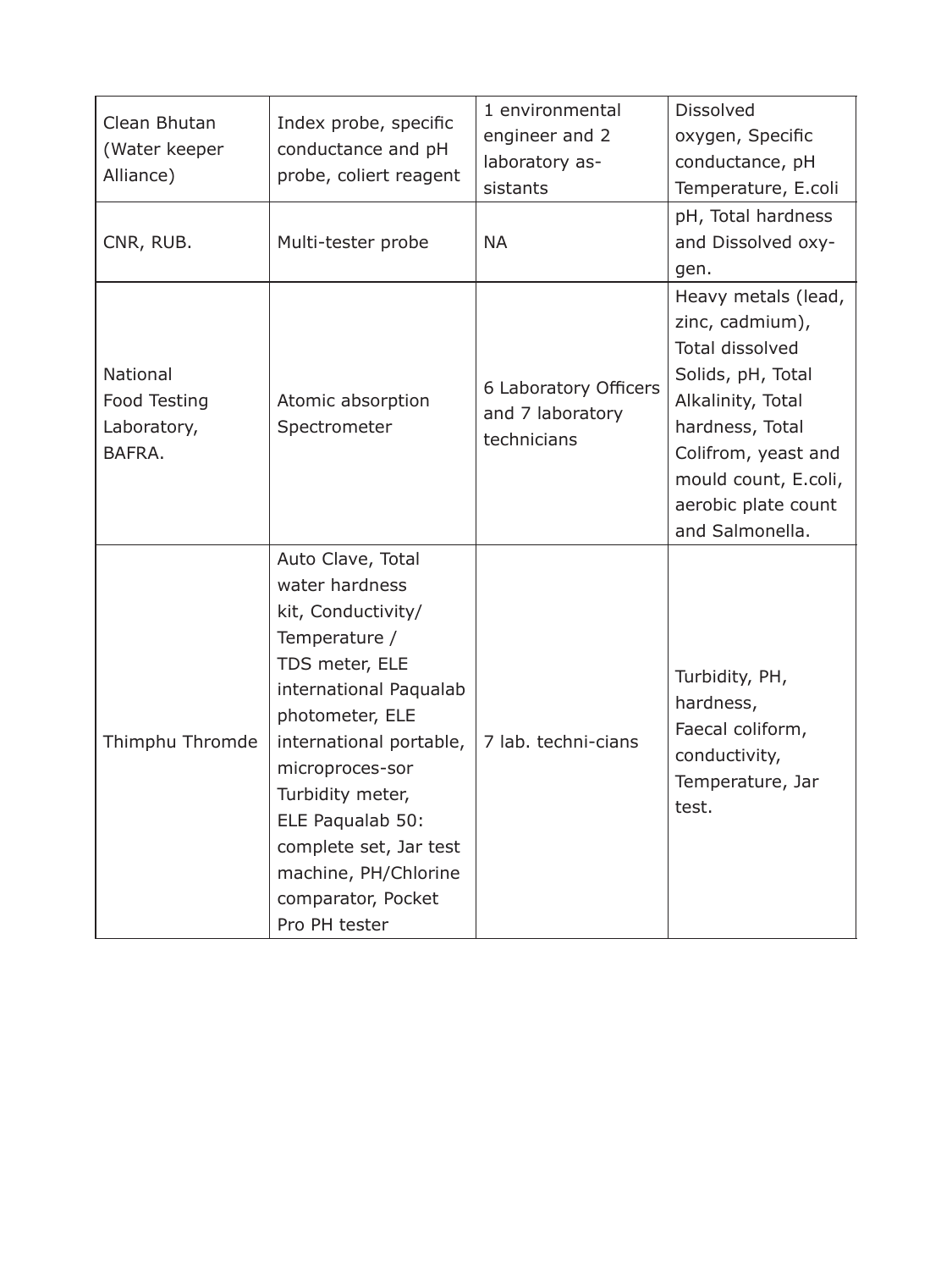| | | | |
|---|---|---|---|
| Clean Bhutan (Water keeper Alliance) | Index probe, specific conductance and pH probe, coliert reagent | 1 environmental engineer and 2 laboratory assistants | Dissolved oxygen, Specific conductance, pH Temperature, E.coli |
| CNR, RUB. | Multi-tester probe | NA | pH, Total hardness and Dissolved oxygen. |
| National Food Testing Laboratory, BAFRA. | Atomic absorption Spectrometer | 6 Laboratory Officers and 7 laboratory technicians | Heavy metals (lead, zinc, cadmium), Total dissolved Solids, pH, Total Alkalinity, Total hardness, Total Colifrom, yeast and mould count, E.coli, aerobic plate count and Salmonella. |
| Thimphu Thromde | Auto Clave, Total water hardness kit, Conductivity/ Temperature / TDS meter, ELE international Paqualab photometer, ELE international portable, microprocessor Turbidity meter, ELE Paqualab 50: complete set, Jar test machine, PH/Chlorine comparator, Pocket Pro PH tester | 7 lab. technicians | Turbidity, PH, hardness, Faecal coliform, conductivity, Temperature, Jar test. |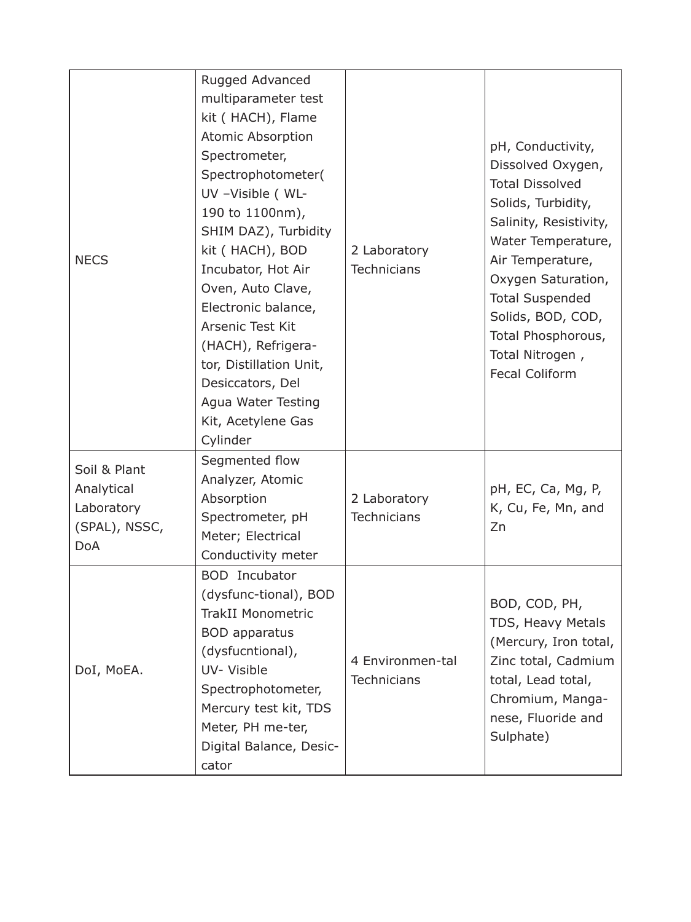| | | | |
|---|---|---|---|
| NECS | Rugged Advanced multiparameter test kit ( HACH), Flame Atomic Absorption Spectrometer, Spectrophotometer( UV –Visible ( WL- 190 to 1100nm), SHIM DAZ), Turbidity kit ( HACH), BOD Incubator, Hot Air Oven, Auto Clave, Electronic balance, Arsenic Test Kit (HACH), Refrigerator, Distillation Unit, Desiccators, Del Agua Water Testing Kit, Acetylene Gas Cylinder | 2 Laboratory Technicians | pH, Conductivity, Dissolved Oxygen, Total Dissolved Solids, Turbidity, Salinity, Resistivity, Water Temperature, Air Temperature, Oxygen Saturation, Total Suspended Solids, BOD, COD, Total Phosphorous, Total Nitrogen , Fecal Coliform |
| Soil & Plant Analytical Laboratory (SPAL), NSSC, DoA | Segmented flow Analyzer, Atomic Absorption Spectrometer, pH Meter; Electrical Conductivity meter | 2 Laboratory Technicians | pH, EC, Ca, Mg, P, K, Cu, Fe, Mn, and Zn |
| DoI, MoEA. | BOD Incubator (dysfunctional), BOD TrakII Monometric BOD apparatus (dysfucntional), UV- Visible Spectrophotometer, Mercury test kit, TDS Meter, PH meter, Digital Balance, Desiccator | 4 Environmental Technicians | BOD, COD, PH, TDS, Heavy Metals (Mercury, Iron total, Zinc total, Cadmium total, Lead total, Chromium, Manganese, Fluoride and Sulphate) |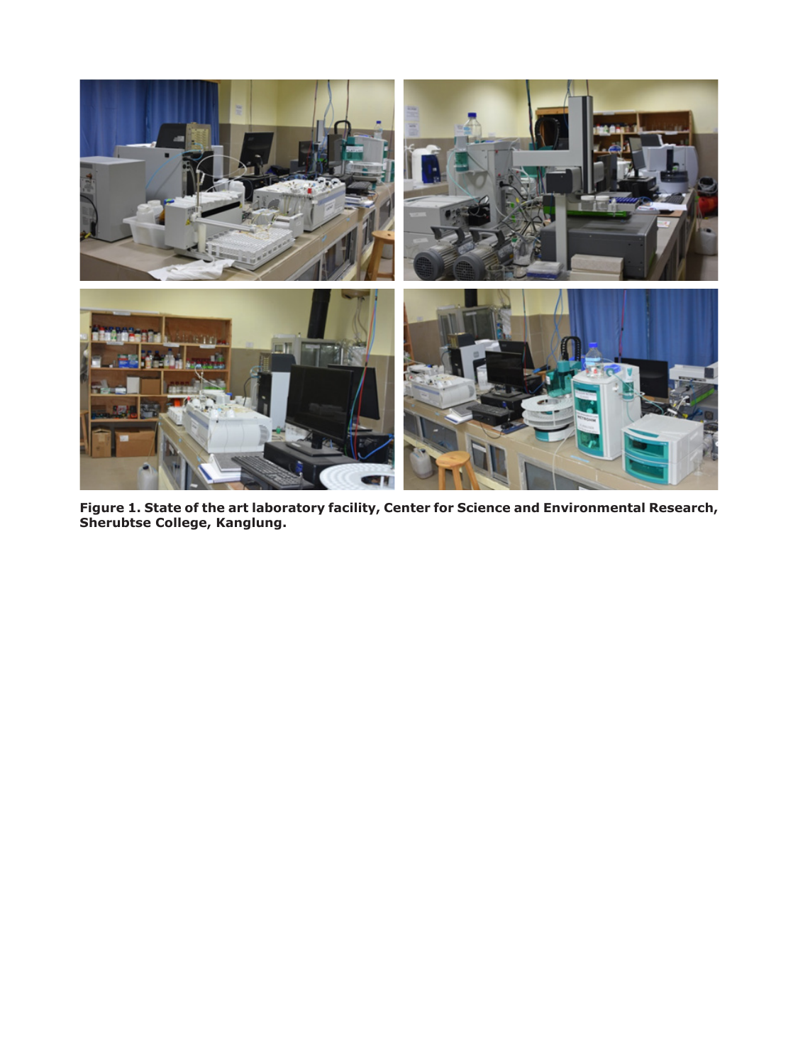**Figure 1. State of the art laboratory facility, Center for Science and Environmental Research, Sherubtse College, Kanglung.**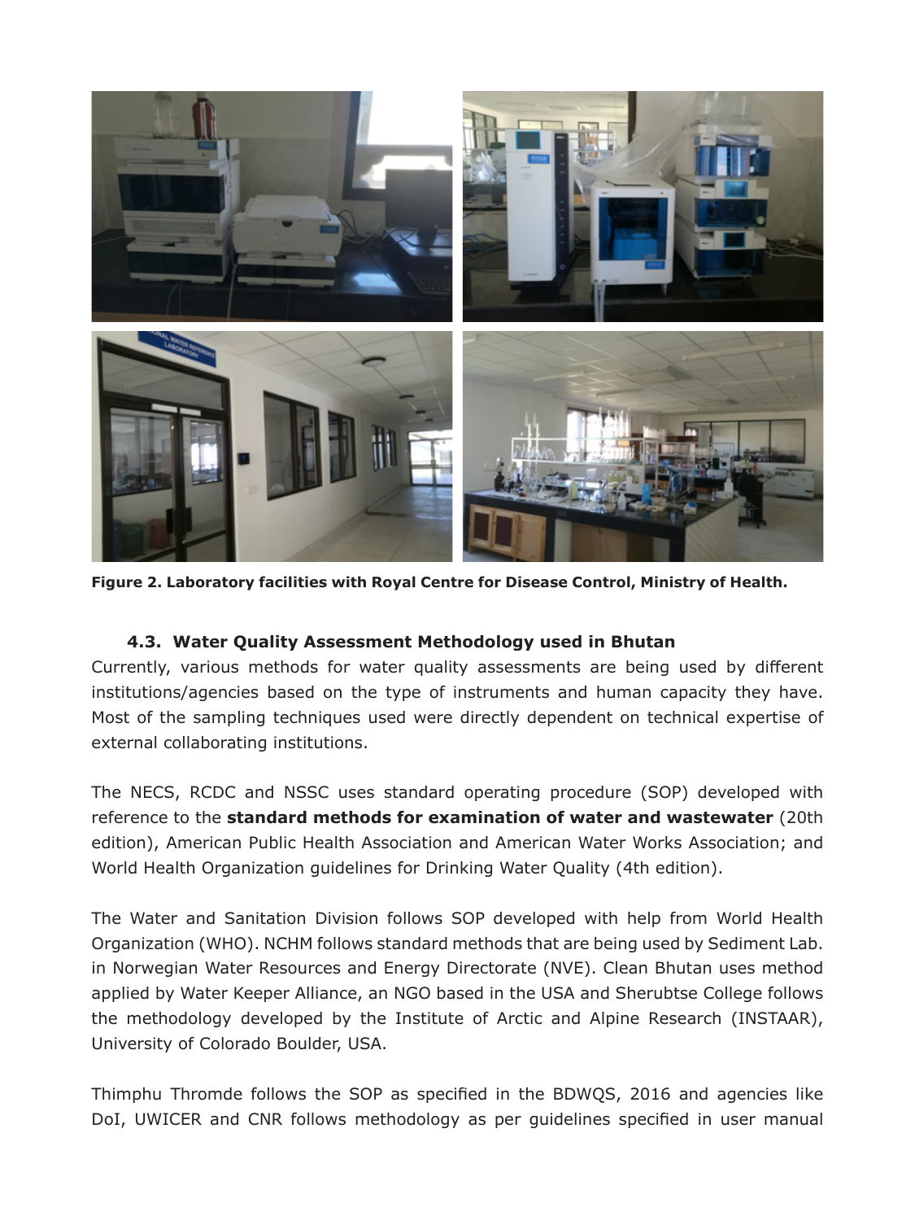**Figure 2. Laboratory facilities with Royal Centre for Disease Control, Ministry of Health.**

### 4.3. Water Quality Assessment Methodology used in Bhutan

Currently, various methods for water quality assessments are being used by different institutions/agencies based on the type of instruments and human capacity they have. Most of the sampling techniques used were directly dependent on technical expertise of external collaborating institutions.

The NECS, RCDC and NSSC uses standard operating procedure (SOP) developed with reference to the **standard methods for examination of water and wastewater** (20th edition), American Public Health Association and American Water Works Association; and World Health Organization guidelines for Drinking Water Quality (4th edition).

The Water and Sanitation Division follows SOP developed with help from World Health Organization (WHO). NCHM follows standard methods that are being used by Sediment Lab. in Norwegian Water Resources and Energy Directorate (NVE). Clean Bhutan uses method applied by Water Keeper Alliance, an NGO based in the USA and Sherubtse College follows the methodology developed by the Institute of Arctic and Alpine Research (INSTAAR), University of Colorado Boulder, USA.

Thimphu Thromde follows the SOP as specified in the BDWQS, 2016 and agencies like DoI, UWICER and CNR follows methodology as per guidelines specified in user manual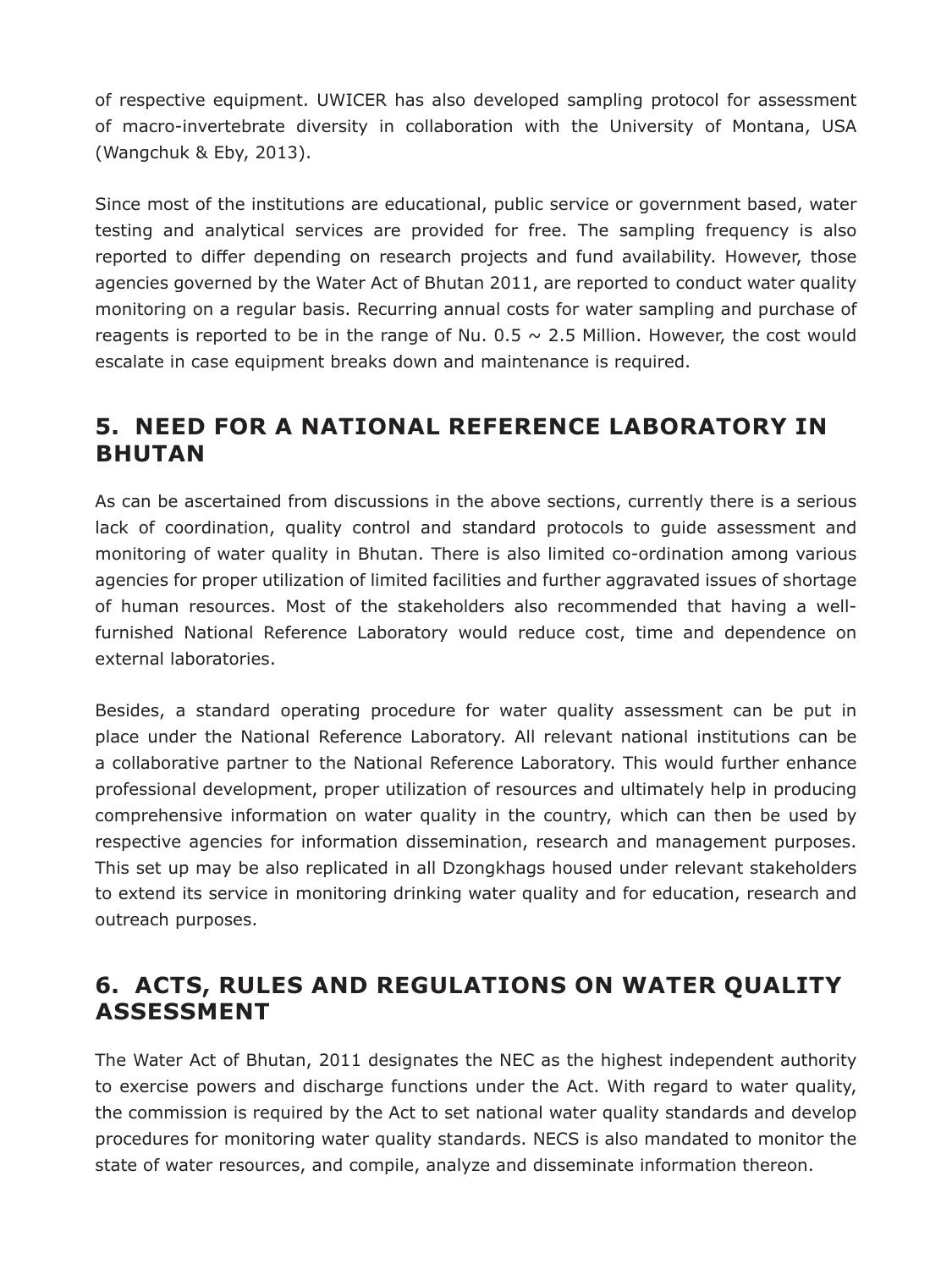of respective equipment. UWICER has also developed sampling protocol for assessment of macro-invertebrate diversity in collaboration with the University of Montana, USA (Wangchuk & Eby, 2013).

Since most of the institutions are educational, public service or government based, water testing and analytical services are provided for free. The sampling frequency is also reported to differ depending on research projects and fund availability. However, those agencies governed by the Water Act of Bhutan 2011, are reported to conduct water quality monitoring on a regular basis. Recurring annual costs for water sampling and purchase of reagents is reported to be in the range of Nu. 0.5 ~ 2.5 Million. However, the cost would escalate in case equipment breaks down and maintenance is required.

## 5. NEED FOR A NATIONAL REFERENCE LABORATORY IN BHUTAN

As can be ascertained from discussions in the above sections, currently there is a serious lack of coordination, quality control and standard protocols to guide assessment and monitoring of water quality in Bhutan. There is also limited co-ordination among various agencies for proper utilization of limited facilities and further aggravated issues of shortage of human resources. Most of the stakeholders also recommended that having a well-furnished National Reference Laboratory would reduce cost, time and dependence on external laboratories.

Besides, a standard operating procedure for water quality assessment can be put in place under the National Reference Laboratory. All relevant national institutions can be a collaborative partner to the National Reference Laboratory. This would further enhance professional development, proper utilization of resources and ultimately help in producing comprehensive information on water quality in the country, which can then be used by respective agencies for information dissemination, research and management purposes. This set up may be also replicated in all Dzongkhags housed under relevant stakeholders to extend its service in monitoring drinking water quality and for education, research and outreach purposes.

## 6. ACTS, RULES AND REGULATIONS ON WATER QUALITY ASSESSMENT

The Water Act of Bhutan, 2011 designates the NEC as the highest independent authority to exercise powers and discharge functions under the Act. With regard to water quality, the commission is required by the Act to set national water quality standards and develop procedures for monitoring water quality standards. NECS is also mandated to monitor the state of water resources, and compile, analyze and disseminate information thereon.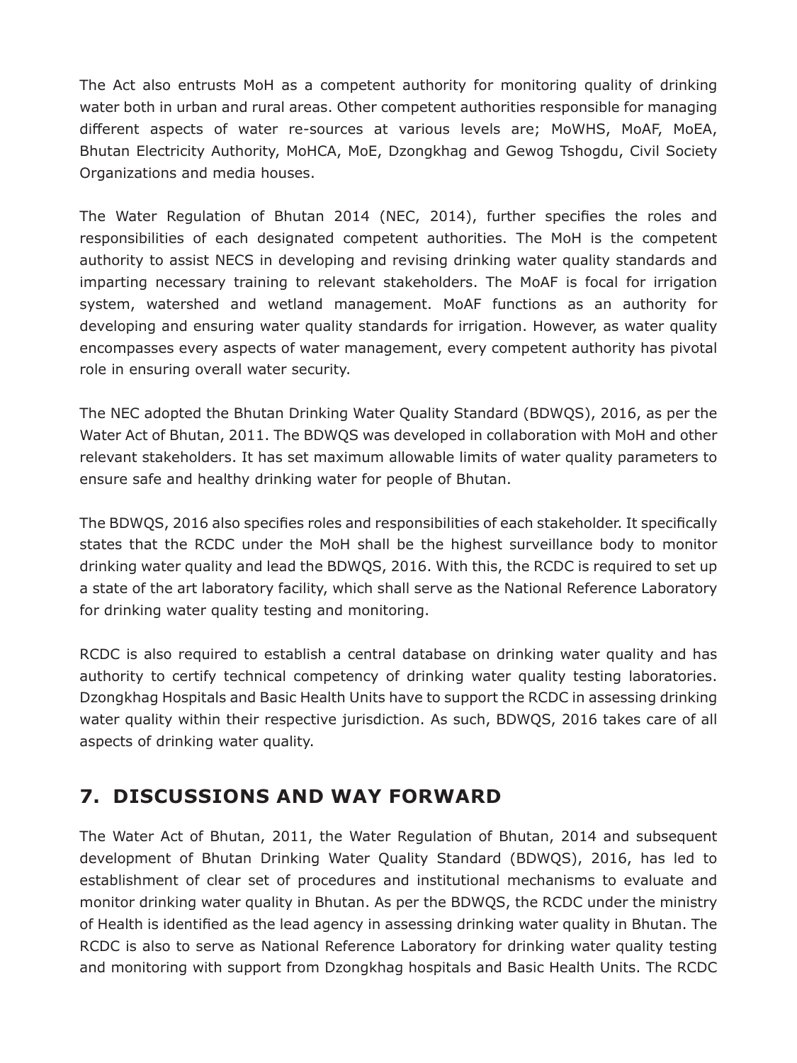The Act also entrusts MoH as a competent authority for monitoring quality of drinking water both in urban and rural areas. Other competent authorities responsible for managing different aspects of water re-sources at various levels are; MoWHS, MoAF, MoEA, Bhutan Electricity Authority, MoHCA, MoE, Dzongkhag and Gewog Tshogdu, Civil Society Organizations and media houses.

The Water Regulation of Bhutan 2014 (NEC, 2014), further specifies the roles and responsibilities of each designated competent authorities. The MoH is the competent authority to assist NECS in developing and revising drinking water quality standards and imparting necessary training to relevant stakeholders. The MoAF is focal for irrigation system, watershed and wetland management. MoAF functions as an authority for developing and ensuring water quality standards for irrigation. However, as water quality encompasses every aspects of water management, every competent authority has pivotal role in ensuring overall water security.

The NEC adopted the Bhutan Drinking Water Quality Standard (BDWQS), 2016, as per the Water Act of Bhutan, 2011. The BDWQS was developed in collaboration with MoH and other relevant stakeholders. It has set maximum allowable limits of water quality parameters to ensure safe and healthy drinking water for people of Bhutan.

The BDWQS, 2016 also specifies roles and responsibilities of each stakeholder. It specifically states that the RCDC under the MoH shall be the highest surveillance body to monitor drinking water quality and lead the BDWQS, 2016. With this, the RCDC is required to set up a state of the art laboratory facility, which shall serve as the National Reference Laboratory for drinking water quality testing and monitoring.

RCDC is also required to establish a central database on drinking water quality and has authority to certify technical competency of drinking water quality testing laboratories. Dzongkhag Hospitals and Basic Health Units have to support the RCDC in assessing drinking water quality within their respective jurisdiction. As such, BDWQS, 2016 takes care of all aspects of drinking water quality.

## 7. DISCUSSIONS AND WAY FORWARD

The Water Act of Bhutan, 2011, the Water Regulation of Bhutan, 2014 and subsequent development of Bhutan Drinking Water Quality Standard (BDWQS), 2016, has led to establishment of clear set of procedures and institutional mechanisms to evaluate and monitor drinking water quality in Bhutan. As per the BDWQS, the RCDC under the ministry of Health is identified as the lead agency in assessing drinking water quality in Bhutan. The RCDC is also to serve as National Reference Laboratory for drinking water quality testing and monitoring with support from Dzongkhag hospitals and Basic Health Units. The RCDC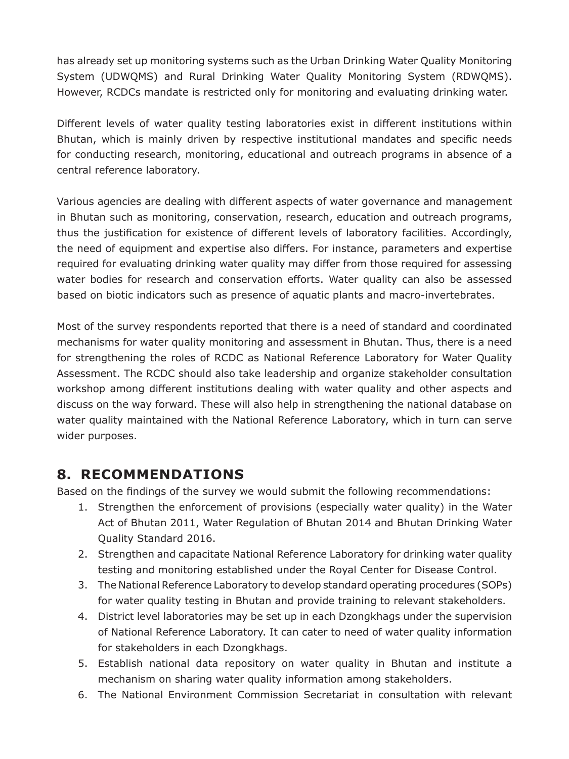has already set up monitoring systems such as the Urban Drinking Water Quality Monitoring System (UDWQMS) and Rural Drinking Water Quality Monitoring System (RDWQMS). However, RCDCs mandate is restricted only for monitoring and evaluating drinking water.

Different levels of water quality testing laboratories exist in different institutions within Bhutan, which is mainly driven by respective institutional mandates and specific needs for conducting research, monitoring, educational and outreach programs in absence of a central reference laboratory.

Various agencies are dealing with different aspects of water governance and management in Bhutan such as monitoring, conservation, research, education and outreach programs, thus the justification for existence of different levels of laboratory facilities. Accordingly, the need of equipment and expertise also differs. For instance, parameters and expertise required for evaluating drinking water quality may differ from those required for assessing water bodies for research and conservation efforts. Water quality can also be assessed based on biotic indicators such as presence of aquatic plants and macro-invertebrates.

Most of the survey respondents reported that there is a need of standard and coordinated mechanisms for water quality monitoring and assessment in Bhutan. Thus, there is a need for strengthening the roles of RCDC as National Reference Laboratory for Water Quality Assessment. The RCDC should also take leadership and organize stakeholder consultation workshop among different institutions dealing with water quality and other aspects and discuss on the way forward. These will also help in strengthening the national database on water quality maintained with the National Reference Laboratory, which in turn can serve wider purposes.

## 8. RECOMMENDATIONS

Based on the findings of the survey we would submit the following recommendations:

1. Strengthen the enforcement of provisions (especially water quality) in the Water Act of Bhutan 2011, Water Regulation of Bhutan 2014 and Bhutan Drinking Water Quality Standard 2016.
2. Strengthen and capacitate National Reference Laboratory for drinking water quality testing and monitoring established under the Royal Center for Disease Control.
3. The National Reference Laboratory to develop standard operating procedures (SOPs) for water quality testing in Bhutan and provide training to relevant stakeholders.
4. District level laboratories may be set up in each Dzongkhags under the supervision of National Reference Laboratory. It can cater to need of water quality information for stakeholders in each Dzongkhags.
5. Establish national data repository on water quality in Bhutan and institute a mechanism on sharing water quality information among stakeholders.
6. The National Environment Commission Secretariat in consultation with relevant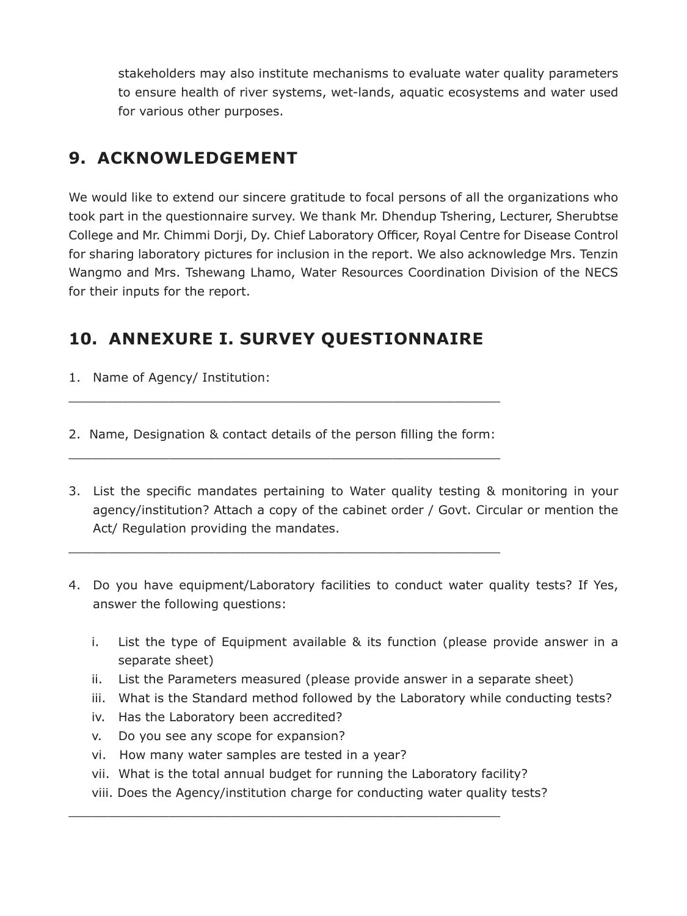stakeholders may also institute mechanisms to evaluate water quality parameters to ensure health of river systems, wet-lands, aquatic ecosystems and water used for various other purposes.

## 9. ACKNOWLEDGEMENT

We would like to extend our sincere gratitude to focal persons of all the organizations who took part in the questionnaire survey. We thank Mr. Dhendup Tshering, Lecturer, Sherubtse College and Mr. Chimmi Dorji, Dy. Chief Laboratory Officer, Royal Centre for Disease Control for sharing laboratory pictures for inclusion in the report. We also acknowledge Mrs. Tenzin Wangmo and Mrs. Tshewang Lhamo, Water Resources Coordination Division of the NECS for their inputs for the report.

## 10. ANNEXURE I. SURVEY QUESTIONNAIRE

1. Name of Agency/ Institution:

_______________________________________________________

2. Name, Designation & contact details of the person filling the form:

_______________________________________________________

3. List the specific mandates pertaining to Water quality testing & monitoring in your agency/institution? Attach a copy of the cabinet order / Govt. Circular or mention the Act/ Regulation providing the mandates.

_______________________________________________________

4. Do you have equipment/Laboratory facilities to conduct water quality tests? If Yes, answer the following questions:

   i. List the type of Equipment available & its function (please provide answer in a separate sheet)
   ii. List the Parameters measured (please provide answer in a separate sheet)
   iii. What is the Standard method followed by the Laboratory while conducting tests?
   iv. Has the Laboratory been accredited?
   v. Do you see any scope for expansion?
   vi. How many water samples are tested in a year?
   vii. What is the total annual budget for running the Laboratory facility?
   viii. Does the Agency/institution charge for conducting water quality tests?

_______________________________________________________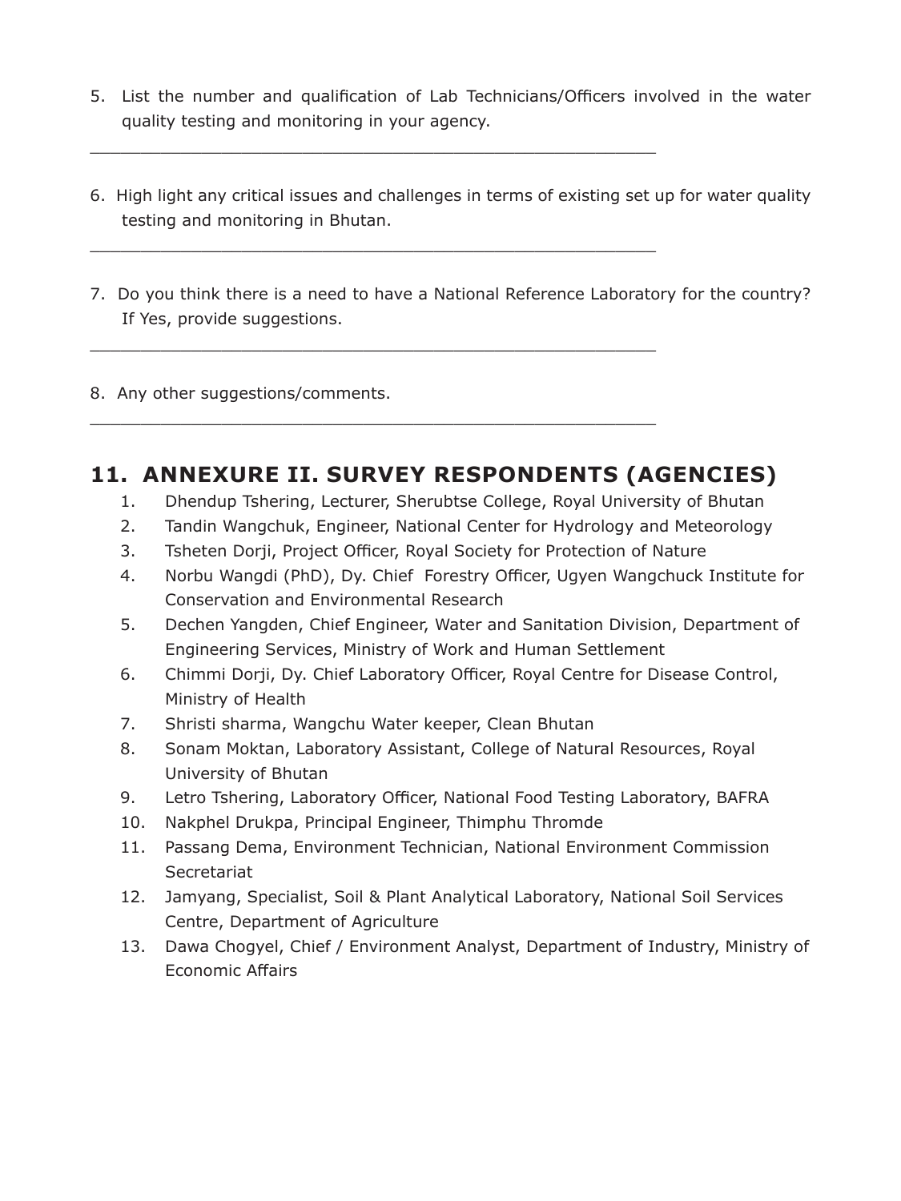5. List the number and qualification of Lab Technicians/Officers involved in the water quality testing and monitoring in your agency.

___________________________________________________________

6. High light any critical issues and challenges in terms of existing set up for water quality testing and monitoring in Bhutan.

___________________________________________________________

7. Do you think there is a need to have a National Reference Laboratory for the country? If Yes, provide suggestions.

___________________________________________________________

8. Any other suggestions/comments.

___________________________________________________________

## 11. ANNEXURE II. SURVEY RESPONDENTS (AGENCIES)

1. Dhendup Tshering, Lecturer, Sherubtse College, Royal University of Bhutan
2. Tandin Wangchuk, Engineer, National Center for Hydrology and Meteorology
3. Tsheten Dorji, Project Officer, Royal Society for Protection of Nature
4. Norbu Wangdi (PhD), Dy. Chief Forestry Officer, Ugyen Wangchuck Institute for Conservation and Environmental Research
5. Dechen Yangden, Chief Engineer, Water and Sanitation Division, Department of Engineering Services, Ministry of Work and Human Settlement
6. Chimmi Dorji, Dy. Chief Laboratory Officer, Royal Centre for Disease Control, Ministry of Health
7. Shristi sharma, Wangchu Water keeper, Clean Bhutan
8. Sonam Moktan, Laboratory Assistant, College of Natural Resources, Royal University of Bhutan
9. Letro Tshering, Laboratory Officer, National Food Testing Laboratory, BAFRA
10. Nakphel Drukpa, Principal Engineer, Thimphu Thromde
11. Passang Dema, Environment Technician, National Environment Commission Secretariat
12. Jamyang, Specialist, Soil & Plant Analytical Laboratory, National Soil Services Centre, Department of Agriculture
13. Dawa Chogyel, Chief / Environment Analyst, Department of Industry, Ministry of Economic Affairs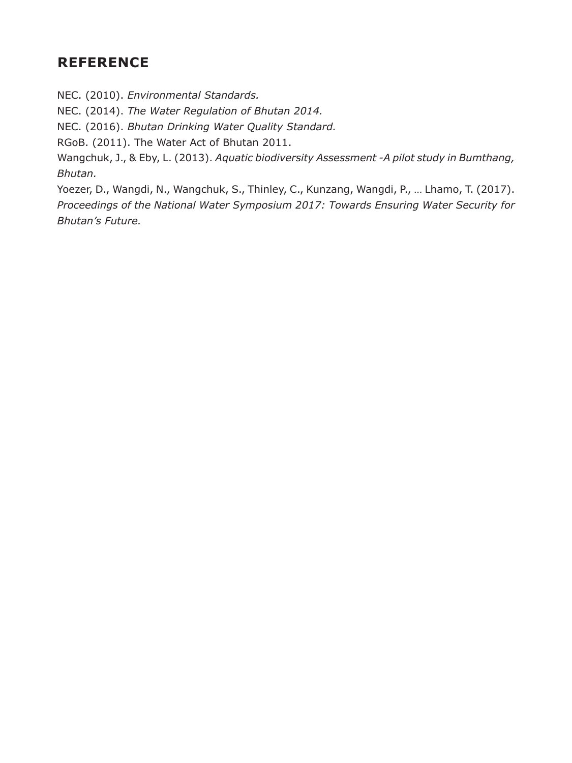## REFERENCE

NEC. (2010). *Environmental Standards.*

NEC. (2014). *The Water Regulation of Bhutan 2014.*

NEC. (2016). *Bhutan Drinking Water Quality Standard.*

RGoB. (2011). The Water Act of Bhutan 2011.

Wangchuk, J., & Eby, L. (2013). *Aquatic biodiversity Assessment -A pilot study in Bumthang, Bhutan.*

Yoezer, D., Wangdi, N., Wangchuk, S., Thinley, C., Kunzang, Wangdi, P., … Lhamo, T. (2017). *Proceedings of the National Water Symposium 2017: Towards Ensuring Water Security for Bhutan's Future.*